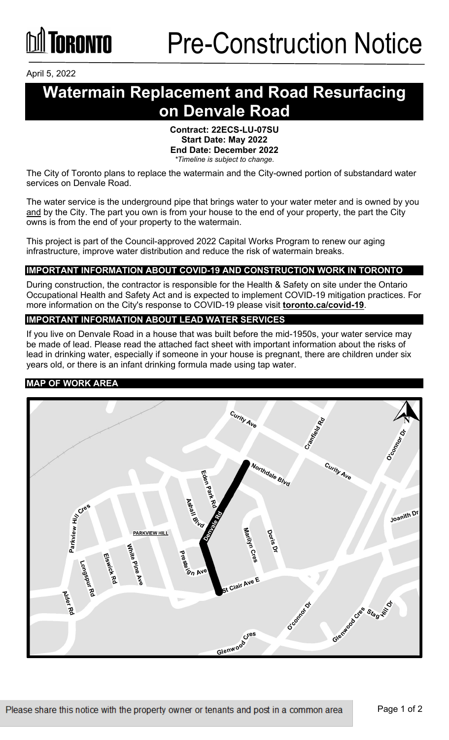# Pre-Construction Notice

April 5, 2022

# Watermain Replacement and Road Resurfacing on Denvale Road

**Contract: 22ECS-LU-07SU**
**Start Date: May 2022**
**End Date: December 2022**
*\*Timeline is subject to change.*

The City of Toronto plans to replace the watermain and the City-owned portion of substandard water services on Denvale Road.

The water service is the underground pipe that brings water to your water meter and is owned by you and by the City. The part you own is from your house to the end of your property, the part the City owns is from the end of your property to the watermain.

This project is part of the Council-approved 2022 Capital Works Program to renew our aging infrastructure, improve water distribution and reduce the risk of watermain breaks.

## IMPORTANT INFORMATION ABOUT COVID-19 AND CONSTRUCTION WORK IN TORONTO

During construction, the contractor is responsible for the Health & Safety on site under the Ontario Occupational Health and Safety Act and is expected to implement COVID-19 mitigation practices. For more information on the City's response to COVID-19 please visit **toronto.ca/covid-19**.

## IMPORTANT INFORMATION ABOUT LEAD WATER SERVICES

If you live on Denvale Road in a house that was built before the mid-1950s, your water service may be made of lead. Please read the attached fact sheet with important information about the risks of lead in drinking water, especially if someone in your house is pregnant, there are children under six years old, or there is an infant drinking formula made using tap water.

## MAP OF WORK AREA

Please share this notice with the property owner or tenants and post in a common area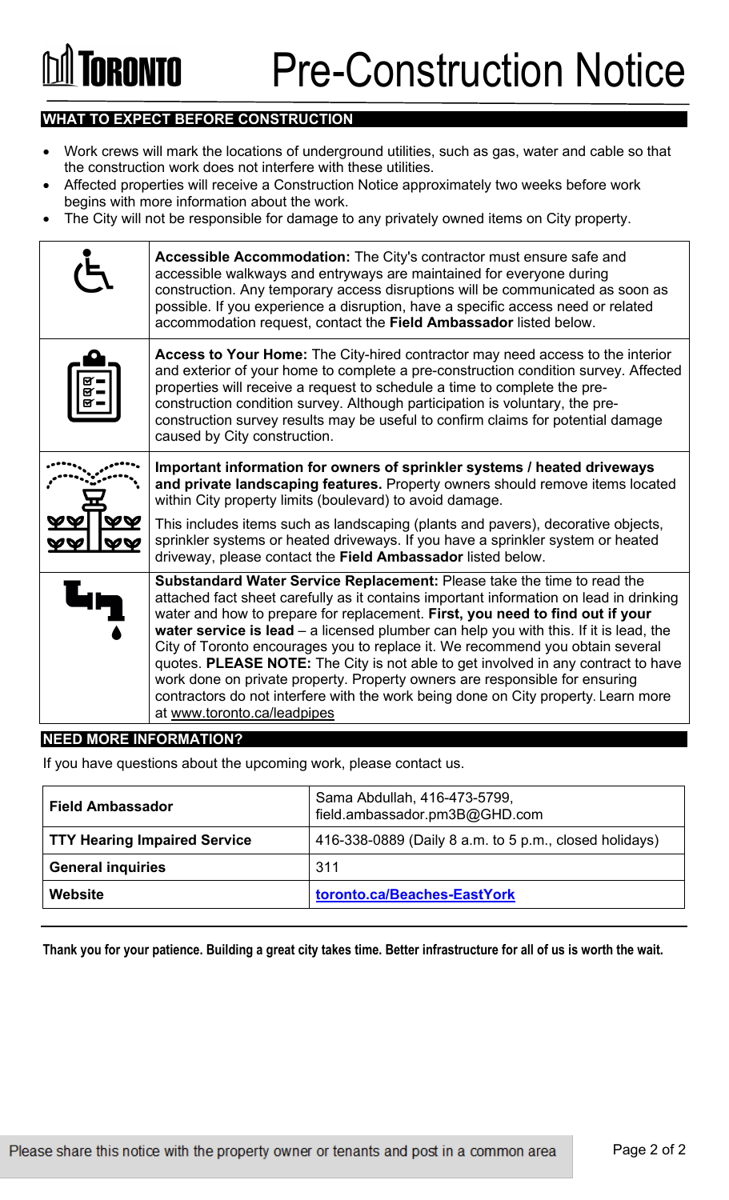# Pre-Construction Notice

## WHAT TO EXPECT BEFORE CONSTRUCTION

- Work crews will mark the locations of underground utilities, such as gas, water and cable so that the construction work does not interfere with these utilities.
- Affected properties will receive a Construction Notice approximately two weeks before work begins with more information about the work.
- The City will not be responsible for damage to any privately owned items on City property.

**Accessible Accommodation:** The City's contractor must ensure safe and accessible walkways and entryways are maintained for everyone during construction. Any temporary access disruptions will be communicated as soon as possible. If you experience a disruption, have a specific access need or related accommodation request, contact the **Field Ambassador** listed below.

**Access to Your Home:** The City-hired contractor may need access to the interior and exterior of your home to complete a pre-construction condition survey. Affected properties will receive a request to schedule a time to complete the pre-construction condition survey. Although participation is voluntary, the pre-construction survey results may be useful to confirm claims for potential damage caused by City construction.

**Important information for owners of sprinkler systems / heated driveways and private landscaping features.** Property owners should remove items located within City property limits (boulevard) to avoid damage.

This includes items such as landscaping (plants and pavers), decorative objects, sprinkler systems or heated driveways. If you have a sprinkler system or heated driveway, please contact the **Field Ambassador** listed below.

**Substandard Water Service Replacement:** Please take the time to read the attached fact sheet carefully as it contains important information on lead in drinking water and how to prepare for replacement. **First, you need to find out if your water service is lead** – a licensed plumber can help you with this. If it is lead, the City of Toronto encourages you to replace it. We recommend you obtain several quotes. **PLEASE NOTE:** The City is not able to get involved in any contract to have work done on private property. Property owners are responsible for ensuring contractors do not interfere with the work being done on City property. Learn more at www.toronto.ca/leadpipes

## NEED MORE INFORMATION?

If you have questions about the upcoming work, please contact us.

| | |
|---|---|
| **Field Ambassador** | Sama Abdullah, 416-473-5799, field.ambassador.pm3B@GHD.com |
| **TTY Hearing Impaired Service** | 416-338-0889 (Daily 8 a.m. to 5 p.m., closed holidays) |
| **General inquiries** | 311 |
| **Website** | **toronto.ca/Beaches-EastYork** |

**Thank you for your patience. Building a great city takes time. Better infrastructure for all of us is worth the wait.**

Please share this notice with the property owner or tenants and post in a common area